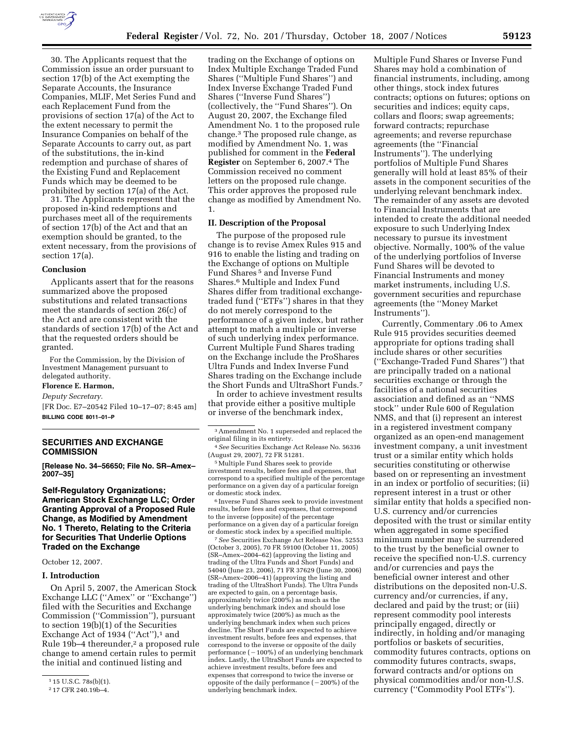30. The Applicants request that the Commission issue an order pursuant to section 17(b) of the Act exempting the Separate Accounts, the Insurance Companies, MLIF, Met Series Fund and each Replacement Fund from the provisions of section 17(a) of the Act to the extent necessary to permit the Insurance Companies on behalf of the Separate Accounts to carry out, as part of the substitutions, the in-kind redemption and purchase of shares of the Existing Fund and Replacement Funds which may be deemed to be prohibited by section 17(a) of the Act.

31. The Applicants represent that the proposed in-kind redemptions and purchases meet all of the requirements of section 17(b) of the Act and that an exemption should be granted, to the extent necessary, from the provisions of section 17(a).

### Conclusion

Applicants assert that for the reasons summarized above the proposed substitutions and related transactions meet the standards of section 26(c) of the Act and are consistent with the standards of section 17(b) of the Act and that the requested orders should be granted.

For the Commission, by the Division of Investment Management pursuant to delegated authority.

**Florence E. Harmon,**

*Deputy Secretary.*

[FR Doc. E7–20542 Filed 10–17–07; 8:45 am]

**BILLING CODE 8011–01–P**

---

## SECURITIES AND EXCHANGE COMMISSION

**[Release No. 34–56650; File No. SR–Amex–2007–35]**

## Self-Regulatory Organizations; American Stock Exchange LLC; Order Granting Approval of a Proposed Rule Change, as Modified by Amendment No. 1 Thereto, Relating to the Criteria for Securities That Underlie Options Traded on the Exchange

October 12, 2007.

### I. Introduction

On April 5, 2007, the American Stock Exchange LLC (''Amex'' or ''Exchange'') filed with the Securities and Exchange Commission (''Commission''), pursuant to section 19(b)(1) of the Securities Exchange Act of 1934 (''Act''),[1] and Rule 19b–4 thereunder,[2] a proposed rule change to amend certain rules to permit the initial and continued listing and trading on the Exchange of options on Index Multiple Exchange Traded Fund Shares (''Multiple Fund Shares'') and Index Inverse Exchange Traded Fund Shares (''Inverse Fund Shares'') (collectively, the ''Fund Shares''). On August 20, 2007, the Exchange filed Amendment No. 1 to the proposed rule change.[3] The proposed rule change, as modified by Amendment No. 1, was published for comment in the **Federal Register** on September 6, 2007.[4] The Commission received no comment letters on the proposed rule change. This order approves the proposed rule change as modified by Amendment No. 1.

### II. Description of the Proposal

The purpose of the proposed rule change is to revise Amex Rules 915 and 916 to enable the listing and trading on the Exchange of options on Multiple Fund Shares[5] and Inverse Fund Shares.[6] Multiple and Index Fund Shares differ from traditional exchange-traded fund (''ETFs'') shares in that they do not merely correspond to the performance of a given index, but rather attempt to match a multiple or inverse of such underlying index performance. Current Multiple Fund Shares trading on the Exchange include the ProShares Ultra Funds and Index Inverse Fund Shares trading on the Exchange include the Short Funds and UltraShort Funds.[7]

In order to achieve investment results that provide either a positive multiple or inverse of the benchmark index, Multiple Fund Shares or Inverse Fund Shares may hold a combination of financial instruments, including, among other things, stock index futures contracts; options on futures; options on securities and indices; equity caps, collars and floors; swap agreements; forward contracts; repurchase agreements; and reverse repurchase agreements (the ''Financial Instruments''). The underlying portfolios of Multiple Fund Shares generally will hold at least 85% of their assets in the component securities of the underlying relevant benchmark index. The remainder of any assets are devoted to Financial Instruments that are intended to create the additional needed exposure to such Underlying Index necessary to pursue its investment objective. Normally, 100% of the value of the underlying portfolios of Inverse Fund Shares will be devoted to Financial Instruments and money market instruments, including U.S. government securities and repurchase agreements (the ''Money Market Instruments'').

Currently, Commentary .06 to Amex Rule 915 provides securities deemed appropriate for options trading shall include shares or other securities (''Exchange-Traded Fund Shares'') that are principally traded on a national securities exchange or through the facilities of a national securities association and defined as an ''NMS stock'' under Rule 600 of Regulation NMS, and that (i) represent an interest in a registered investment company organized as an open-end management investment company, a unit investment trust or a similar entity which holds securities constituting or otherwise based on or representing an investment in an index or portfolio of securities; (ii) represent interest in a trust or other similar entity that holds a specified non-U.S. currency and/or currencies deposited with the trust or similar entity when aggregated in some specified minimum number may be surrendered to the trust by the beneficial owner to receive the specified non-U.S. currency and/or currencies and pays the beneficial owner interest and other distributions on the deposited non-U.S. currency and/or currencies, if any, declared and paid by the trust; or (iii) represent commodity pool interests principally engaged, directly or indirectly, in holding and/or managing portfolios or baskets of securities, commodity futures contracts, options on commodity futures contracts, swaps, forward contracts and/or options on physical commodities and/or non-U.S. currency (''Commodity Pool ETFs'').

---

[1] 15 U.S.C. 78s(b)(1).

[2] 17 CFR 240.19b–4.

[3] Amendment No. 1 superseded and replaced the original filing in its entirety.

[4] *See* Securities Exchange Act Release No. 56336 (August 29, 2007), 72 FR 51281.

[5] Multiple Fund Shares seek to provide investment results, before fees and expenses, that correspond to a specified multiple of the percentage performance on a given day of a particular foreign or domestic stock index.

[6] Inverse Fund Shares seek to provide investment results, before fees and expenses, that correspond to the inverse (opposite) of the percentage performance on a given day of a particular foreign or domestic stock index by a specified multiple.

[7] *See* Securities Exchange Act Release Nos. 52553 (October 3, 2005), 70 FR 59100 (October 11, 2005) (SR–Amex–2004–62) (approving the listing and trading of the Ultra Funds and Short Funds) and 54040 (June 23, 2006), 71 FR 37629 (June 30, 2006) (SR–Amex–2006–41) (approving the listing and trading of the UltraShort Funds). The Ultra Funds are expected to gain, on a percentage basis, approximately twice (200%) as much as the underlying benchmark index and should lose approximately twice (200%) as much as the underlying benchmark index when such prices decline. The Short Funds are expected to achieve investment results, before fees and expenses, that correspond to the inverse or opposite of the daily performance (−100%) of an underlying benchmark index. Lastly, the UltraShort Funds are expected to achieve investment results, before fees and expenses that correspond to twice the inverse or opposite of the daily performance (−200%) of the underlying benchmark index.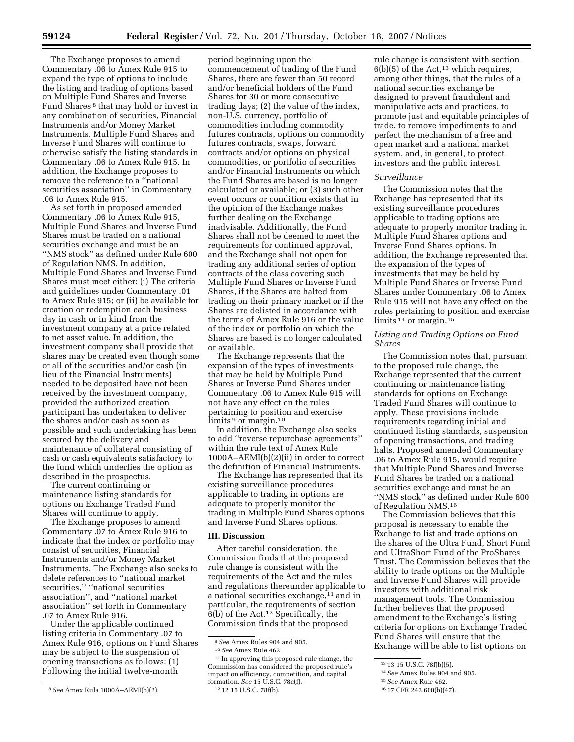The Exchange proposes to amend Commentary .06 to Amex Rule 915 to expand the type of options to include the listing and trading of options based on Multiple Fund Shares and Inverse Fund Shares [8] that may hold or invest in any combination of securities, Financial Instruments and/or Money Market Instruments. Multiple Fund Shares and Inverse Fund Shares will continue to otherwise satisfy the listing standards in Commentary .06 to Amex Rule 915. In addition, the Exchange proposes to remove the reference to a ''national securities association'' in Commentary .06 to Amex Rule 915.

As set forth in proposed amended Commentary .06 to Amex Rule 915, Multiple Fund Shares and Inverse Fund Shares must be traded on a national securities exchange and must be an ''NMS stock'' as defined under Rule 600 of Regulation NMS. In addition, Multiple Fund Shares and Inverse Fund Shares must meet either: (i) The criteria and guidelines under Commentary .01 to Amex Rule 915; or (ii) be available for creation or redemption each business day in cash or in kind from the investment company at a price related to net asset value. In addition, the investment company shall provide that shares may be created even though some or all of the securities and/or cash (in lieu of the Financial Instruments) needed to be deposited have not been received by the investment company, provided the authorized creation participant has undertaken to deliver the shares and/or cash as soon as possible and such undertaking has been secured by the delivery and maintenance of collateral consisting of cash or cash equivalents satisfactory to the fund which underlies the option as described in the prospectus.

The current continuing or maintenance listing standards for options on Exchange Traded Fund Shares will continue to apply.

The Exchange proposes to amend Commentary .07 to Amex Rule 916 to indicate that the index or portfolio may consist of securities, Financial Instruments and/or Money Market Instruments. The Exchange also seeks to delete references to ''national market securities,'' ''national securities association'', and ''national market association'' set forth in Commentary .07 to Amex Rule 916.

Under the applicable continued listing criteria in Commentary .07 to Amex Rule 916, options on Fund Shares may be subject to the suspension of opening transactions as follows: (1) Following the initial twelve-month period beginning upon the commencement of trading of the Fund Shares, there are fewer than 50 record and/or beneficial holders of the Fund Shares for 30 or more consecutive trading days; (2) the value of the index, non-U.S. currency, portfolio of commodities including commodity futures contracts, options on commodity futures contracts, swaps, forward contracts and/or options on physical commodities, or portfolio of securities and/or Financial Instruments on which the Fund Shares are based is no longer calculated or available; or (3) such other event occurs or condition exists that in the opinion of the Exchange makes further dealing on the Exchange inadvisable. Additionally, the Fund Shares shall not be deemed to meet the requirements for continued approval, and the Exchange shall not open for trading any additional series of option contracts of the class covering such Multiple Fund Shares or Inverse Fund Shares, if the Shares are halted from trading on their primary market or if the Shares are delisted in accordance with the terms of Amex Rule 916 or the value of the index or portfolio on which the Shares are based is no longer calculated or available.

The Exchange represents that the expansion of the types of investments that may be held by Multiple Fund Shares or Inverse Fund Shares under Commentary .06 to Amex Rule 915 will not have any effect on the rules pertaining to position and exercise limits [9] or margin.[10]

In addition, the Exchange also seeks to add ''reverse repurchase agreements'' within the rule text of Amex Rule 1000A–AEMI(b)(2)(ii) in order to correct the definition of Financial Instruments.

The Exchange has represented that its existing surveillance procedures applicable to trading in options are adequate to properly monitor the trading in Multiple Fund Shares options and Inverse Fund Shares options.

## III. Discussion

After careful consideration, the Commission finds that the proposed rule change is consistent with the requirements of the Act and the rules and regulations thereunder applicable to a national securities exchange,[11] and in particular, the requirements of section 6(b) of the Act.[12] Specifically, the Commission finds that the proposed rule change is consistent with section 6(b)(5) of the Act,[13] which requires, among other things, that the rules of a national securities exchange be designed to prevent fraudulent and manipulative acts and practices, to promote just and equitable principles of trade, to remove impediments to and perfect the mechanism of a free and open market and a national market system, and, in general, to protect investors and the public interest.

*Surveillance*

The Commission notes that the Exchange has represented that its existing surveillance procedures applicable to trading options are adequate to properly monitor trading in Multiple Fund Shares options and Inverse Fund Shares options. In addition, the Exchange represented that the expansion of the types of investments that may be held by Multiple Fund Shares or Inverse Fund Shares under Commentary .06 to Amex Rule 915 will not have any effect on the rules pertaining to position and exercise limits [14] or margin.[15]

*Listing and Trading Options on Fund Shares*

The Commission notes that, pursuant to the proposed rule change, the Exchange represented that the current continuing or maintenance listing standards for options on Exchange Traded Fund Shares will continue to apply. These provisions include requirements regarding initial and continued listing standards, suspension of opening transactions, and trading halts. Proposed amended Commentary .06 to Amex Rule 915, would require that Multiple Fund Shares and Inverse Fund Shares be traded on a national securities exchange and must be an ''NMS stock'' as defined under Rule 600 of Regulation NMS.[16]

The Commission believes that this proposal is necessary to enable the Exchange to list and trade options on the shares of the Ultra Fund, Short Fund and UltraShort Fund of the ProShares Trust. The Commission believes that the ability to trade options on the Multiple and Inverse Fund Shares will provide investors with additional risk management tools. The Commission further believes that the proposed amendment to the Exchange's listing criteria for options on Exchange Traded Fund Shares will ensure that the Exchange will be able to list options on

---

[8] *See* Amex Rule 1000A–AEMI(b)(2).

[9] *See* Amex Rules 904 and 905.

[10] *See* Amex Rule 462.

[11] In approving this proposed rule change, the Commission has considered the proposed rule's impact on efficiency, competition, and capital formation. *See* 15 U.S.C. 78c(f).

[12] 15 U.S.C. 78f(b).

[13] 15 U.S.C. 78f(b)(5).

[14] *See* Amex Rules 904 and 905.

[15] *See* Amex Rule 462.

[16] 17 CFR 242.600(b)(47).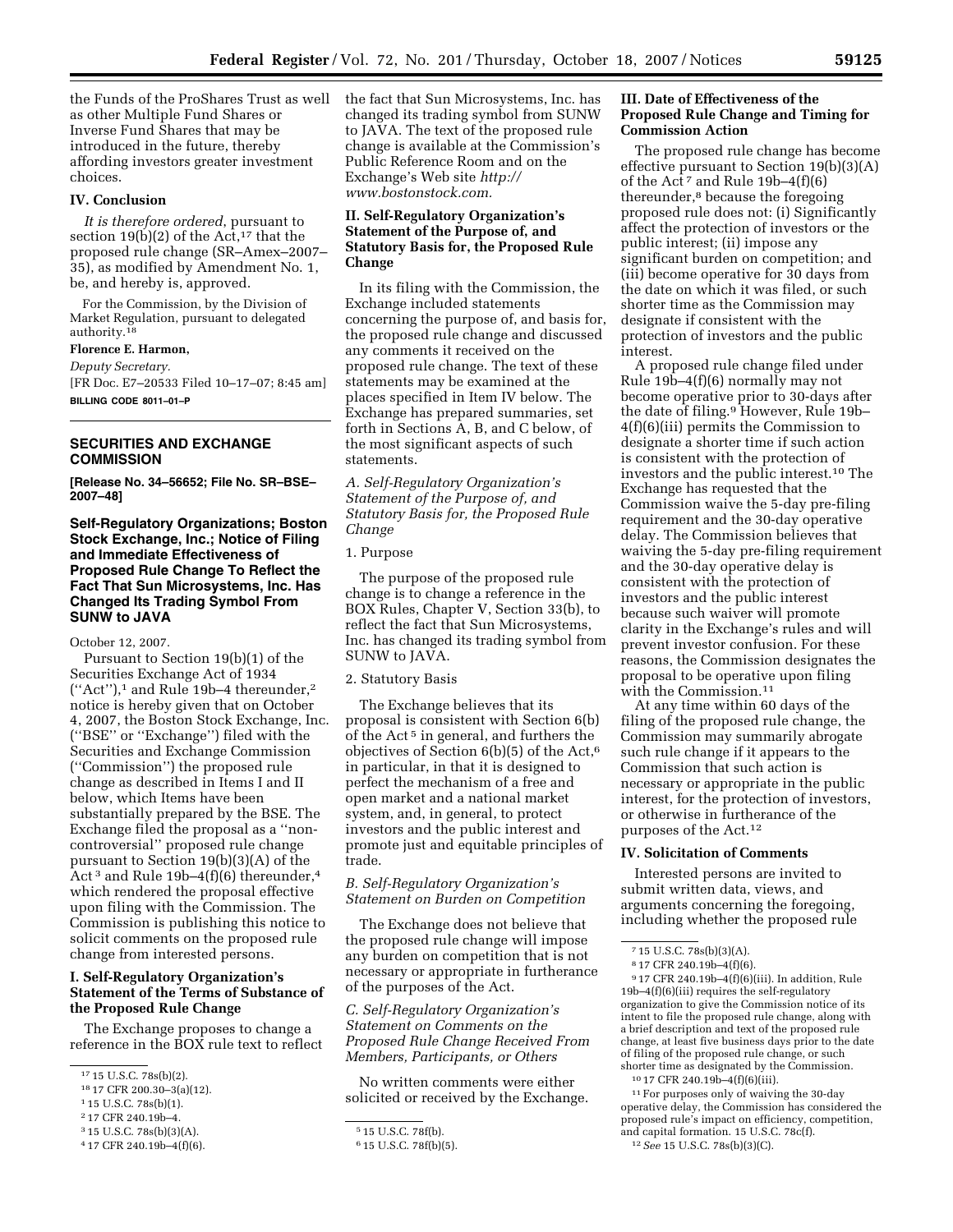the Funds of the ProShares Trust as well as other Multiple Fund Shares or Inverse Fund Shares that may be introduced in the future, thereby affording investors greater investment choices.

### IV. Conclusion

*It is therefore ordered*, pursuant to section 19(b)(2) of the Act,[17] that the proposed rule change (SR–Amex–2007–35), as modified by Amendment No. 1, be, and hereby is, approved.

For the Commission, by the Division of Market Regulation, pursuant to delegated authority.[18]

**Florence E. Harmon,**

*Deputy Secretary.*

[FR Doc. E7–20533 Filed 10–17–07; 8:45 am]

**BILLING CODE 8011–01–P**

[17] 15 U.S.C. 78s(b)(2).

[18] 17 CFR 200.30–3(a)(12).

## SECURITIES AND EXCHANGE COMMISSION

**[Release No. 34–56652; File No. SR–BSE–2007–48]**

## Self-Regulatory Organizations; Boston Stock Exchange, Inc.; Notice of Filing and Immediate Effectiveness of Proposed Rule Change To Reflect the Fact That Sun Microsystems, Inc. Has Changed Its Trading Symbol From SUNW to JAVA

October 12, 2007.

Pursuant to Section 19(b)(1) of the Securities Exchange Act of 1934 (''Act''),[1] and Rule 19b–4 thereunder,[2] notice is hereby given that on October 4, 2007, the Boston Stock Exchange, Inc. (''BSE'' or ''Exchange'') filed with the Securities and Exchange Commission (''Commission'') the proposed rule change as described in Items I and II below, which Items have been substantially prepared by the BSE. The Exchange filed the proposal as a ''non-controversial'' proposed rule change pursuant to Section 19(b)(3)(A) of the Act[3] and Rule 19b–4(f)(6) thereunder,[4] which rendered the proposal effective upon filing with the Commission. The Commission is publishing this notice to solicit comments on the proposed rule change from interested persons.

### I. Self-Regulatory Organization's Statement of the Terms of Substance of the Proposed Rule Change

The Exchange proposes to change a reference in the BOX rule text to reflect the fact that Sun Microsystems, Inc. has changed its trading symbol from SUNW to JAVA. The text of the proposed rule change is available at the Commission's Public Reference Room and on the Exchange's Web site *http://www.bostonstock.com.*

[1] 15 U.S.C. 78s(b)(1).

[2] 17 CFR 240.19b–4.

[3] 15 U.S.C. 78s(b)(3)(A).

[4] 17 CFR 240.19b–4(f)(6).

### II. Self-Regulatory Organization's Statement of the Purpose of, and Statutory Basis for, the Proposed Rule Change

In its filing with the Commission, the Exchange included statements concerning the purpose of, and basis for, the proposed rule change and discussed any comments it received on the proposed rule change. The text of these statements may be examined at the places specified in Item IV below. The Exchange has prepared summaries, set forth in Sections A, B, and C below, of the most significant aspects of such statements.

*A. Self-Regulatory Organization's Statement of the Purpose of, and Statutory Basis for, the Proposed Rule Change*

1. Purpose

The purpose of the proposed rule change is to change a reference in the BOX Rules, Chapter V, Section 33(b), to reflect the fact that Sun Microsystems, Inc. has changed its trading symbol from SUNW to JAVA.

2. Statutory Basis

The Exchange believes that its proposal is consistent with Section 6(b) of the Act[5] in general, and furthers the objectives of Section 6(b)(5) of the Act,[6] in particular, in that it is designed to perfect the mechanism of a free and open market and a national market system, and, in general, to protect investors and the public interest and promote just and equitable principles of trade.

*B. Self-Regulatory Organization's Statement on Burden on Competition*

The Exchange does not believe that the proposed rule change will impose any burden on competition that is not necessary or appropriate in furtherance of the purposes of the Act.

*C. Self-Regulatory Organization's Statement on Comments on the Proposed Rule Change Received From Members, Participants, or Others*

No written comments were either solicited or received by the Exchange.

[5] 15 U.S.C. 78f(b).

[6] 15 U.S.C. 78f(b)(5).

### III. Date of Effectiveness of the Proposed Rule Change and Timing for Commission Action

The proposed rule change has become effective pursuant to Section 19(b)(3)(A) of the Act[7] and Rule 19b–4(f)(6) thereunder,[8] because the foregoing proposed rule does not: (i) Significantly affect the protection of investors or the public interest; (ii) impose any significant burden on competition; and (iii) become operative for 30 days from the date on which it was filed, or such shorter time as the Commission may designate if consistent with the protection of investors and the public interest.

A proposed rule change filed under Rule 19b–4(f)(6) normally may not become operative prior to 30-days after the date of filing.[9] However, Rule 19b–4(f)(6)(iii) permits the Commission to designate a shorter time if such action is consistent with the protection of investors and the public interest.[10] The Exchange has requested that the Commission waive the 5-day pre-filing requirement and the 30-day operative delay. The Commission believes that waiving the 5-day pre-filing requirement and the 30-day operative delay is consistent with the protection of investors and the public interest because such waiver will promote clarity in the Exchange's rules and will prevent investor confusion. For these reasons, the Commission designates the proposal to be operative upon filing with the Commission.[11]

At any time within 60 days of the filing of the proposed rule change, the Commission may summarily abrogate such rule change if it appears to the Commission that such action is necessary or appropriate in the public interest, for the protection of investors, or otherwise in furtherance of the purposes of the Act.[12]

### IV. Solicitation of Comments

Interested persons are invited to submit written data, views, and arguments concerning the foregoing, including whether the proposed rule

[7] 15 U.S.C. 78s(b)(3)(A).

[8] 17 CFR 240.19b–4(f)(6).

[9] 17 CFR 240.19b–4(f)(6)(iii). In addition, Rule 19b–4(f)(6)(iii) requires the self-regulatory organization to give the Commission notice of its intent to file the proposed rule change, along with a brief description and text of the proposed rule change, at least five business days prior to the date of filing of the proposed rule change, or such shorter time as designated by the Commission.

[10] 17 CFR 240.19b–4(f)(6)(iii).

[11] For purposes only of waiving the 30-day operative delay, the Commission has considered the proposed rule's impact on efficiency, competition, and capital formation. 15 U.S.C. 78c(f).

[12] *See* 15 U.S.C. 78s(b)(3)(C).